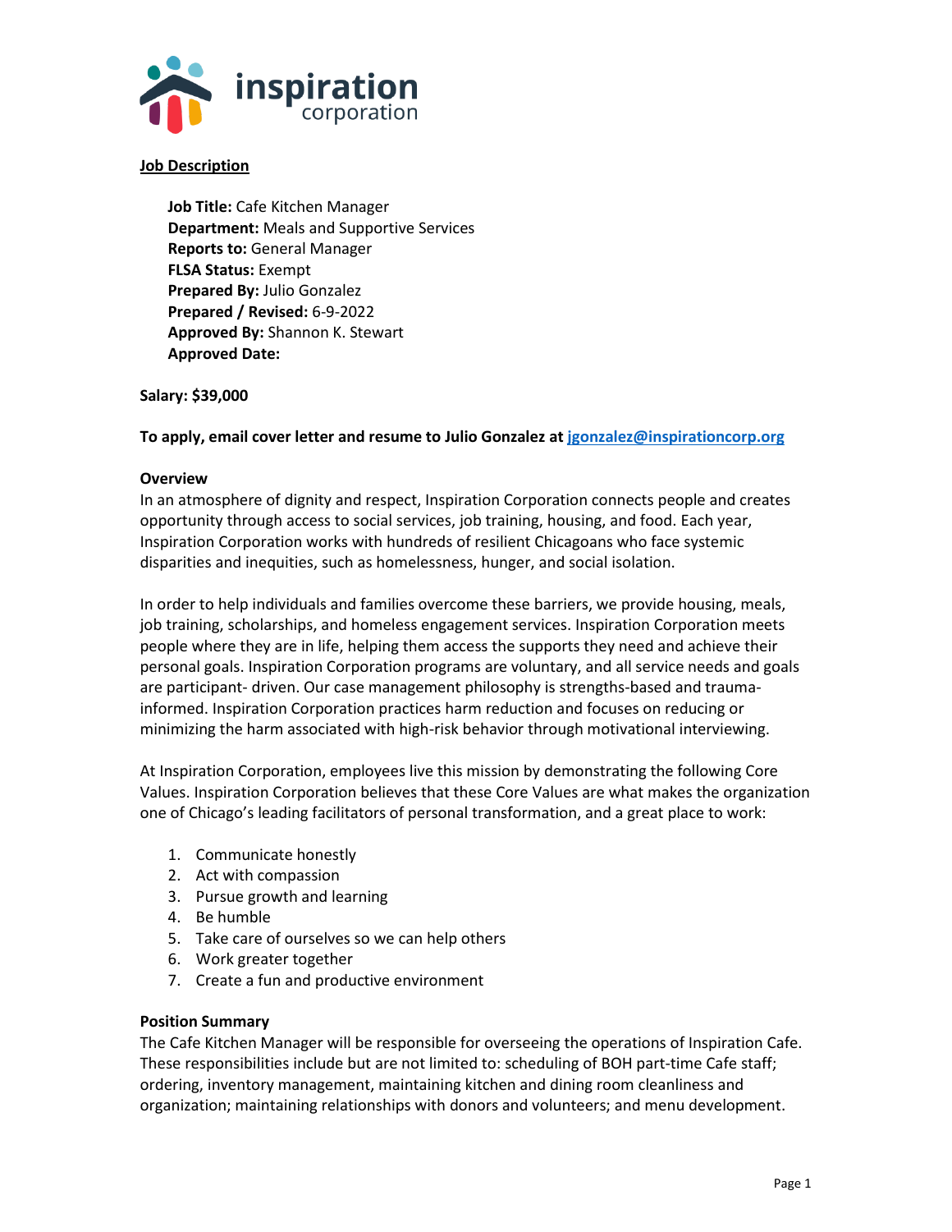**Job Description**

**Job Title:** Cafe Kitchen Manager
**Department:** Meals and Supportive Services
**Reports to:** General Manager
**FLSA Status:** Exempt
**Prepared By:** Julio Gonzalez
**Prepared / Revised:** 6-9-2022
**Approved By:** Shannon K. Stewart
**Approved Date:**

**Salary: $39,000**

**To apply, email cover letter and resume to Julio Gonzalez at jgonzalez@inspirationcorp.org**

**Overview**

In an atmosphere of dignity and respect, Inspiration Corporation connects people and creates opportunity through access to social services, job training, housing, and food. Each year, Inspiration Corporation works with hundreds of resilient Chicagoans who face systemic disparities and inequities, such as homelessness, hunger, and social isolation.

In order to help individuals and families overcome these barriers, we provide housing, meals, job training, scholarships, and homeless engagement services. Inspiration Corporation meets people where they are in life, helping them access the supports they need and achieve their personal goals. Inspiration Corporation programs are voluntary, and all service needs and goals are participant- driven. Our case management philosophy is strengths-based and trauma-informed. Inspiration Corporation practices harm reduction and focuses on reducing or minimizing the harm associated with high-risk behavior through motivational interviewing.

At Inspiration Corporation, employees live this mission by demonstrating the following Core Values. Inspiration Corporation believes that these Core Values are what makes the organization one of Chicago's leading facilitators of personal transformation, and a great place to work:

1. Communicate honestly
2. Act with compassion
3. Pursue growth and learning
4. Be humble
5. Take care of ourselves so we can help others
6. Work greater together
7. Create a fun and productive environment

**Position Summary**

The Cafe Kitchen Manager will be responsible for overseeing the operations of Inspiration Cafe. These responsibilities include but are not limited to: scheduling of BOH part-time Cafe staff; ordering, inventory management, maintaining kitchen and dining room cleanliness and organization; maintaining relationships with donors and volunteers; and menu development.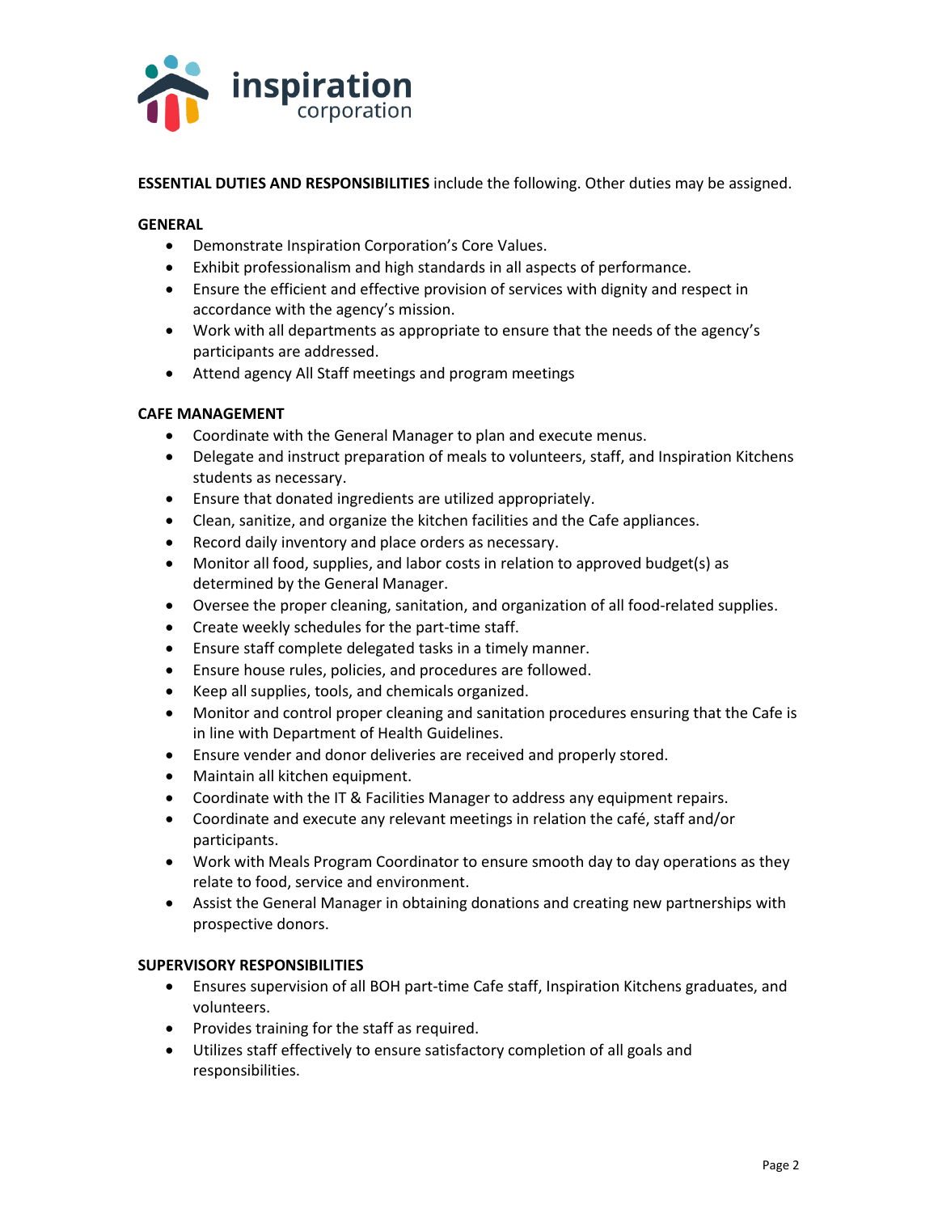**ESSENTIAL DUTIES AND RESPONSIBILITIES** include the following. Other duties may be assigned.

**GENERAL**

- Demonstrate Inspiration Corporation's Core Values.
- Exhibit professionalism and high standards in all aspects of performance.
- Ensure the efficient and effective provision of services with dignity and respect in accordance with the agency's mission.
- Work with all departments as appropriate to ensure that the needs of the agency's participants are addressed.
- Attend agency All Staff meetings and program meetings

**CAFE MANAGEMENT**

- Coordinate with the General Manager to plan and execute menus.
- Delegate and instruct preparation of meals to volunteers, staff, and Inspiration Kitchens students as necessary.
- Ensure that donated ingredients are utilized appropriately.
- Clean, sanitize, and organize the kitchen facilities and the Cafe appliances.
- Record daily inventory and place orders as necessary.
- Monitor all food, supplies, and labor costs in relation to approved budget(s) as determined by the General Manager.
- Oversee the proper cleaning, sanitation, and organization of all food-related supplies.
- Create weekly schedules for the part-time staff.
- Ensure staff complete delegated tasks in a timely manner.
- Ensure house rules, policies, and procedures are followed.
- Keep all supplies, tools, and chemicals organized.
- Monitor and control proper cleaning and sanitation procedures ensuring that the Cafe is in line with Department of Health Guidelines.
- Ensure vender and donor deliveries are received and properly stored.
- Maintain all kitchen equipment.
- Coordinate with the IT & Facilities Manager to address any equipment repairs.
- Coordinate and execute any relevant meetings in relation the café, staff and/or participants.
- Work with Meals Program Coordinator to ensure smooth day to day operations as they relate to food, service and environment.
- Assist the General Manager in obtaining donations and creating new partnerships with prospective donors.

**SUPERVISORY RESPONSIBILITIES**

- Ensures supervision of all BOH part-time Cafe staff, Inspiration Kitchens graduates, and volunteers.
- Provides training for the staff as required.
- Utilizes staff effectively to ensure satisfactory completion of all goals and responsibilities.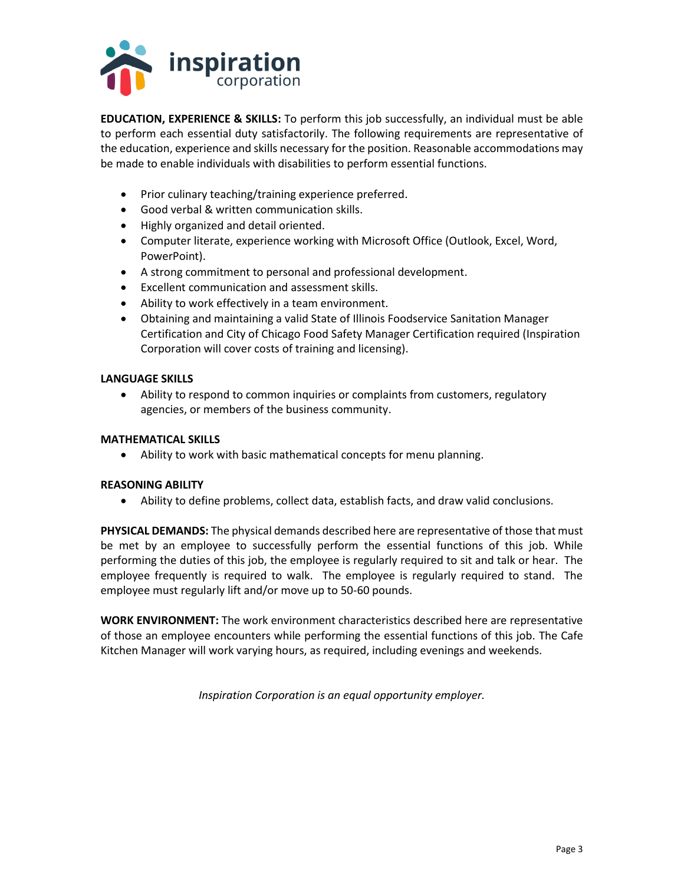**EDUCATION, EXPERIENCE & SKILLS:** To perform this job successfully, an individual must be able to perform each essential duty satisfactorily. The following requirements are representative of the education, experience and skills necessary for the position. Reasonable accommodations may be made to enable individuals with disabilities to perform essential functions.

- Prior culinary teaching/training experience preferred.
- Good verbal & written communication skills.
- Highly organized and detail oriented.
- Computer literate, experience working with Microsoft Office (Outlook, Excel, Word, PowerPoint).
- A strong commitment to personal and professional development.
- Excellent communication and assessment skills.
- Ability to work effectively in a team environment.
- Obtaining and maintaining a valid State of Illinois Foodservice Sanitation Manager Certification and City of Chicago Food Safety Manager Certification required (Inspiration Corporation will cover costs of training and licensing).

**LANGUAGE SKILLS**

- Ability to respond to common inquiries or complaints from customers, regulatory agencies, or members of the business community.

**MATHEMATICAL SKILLS**

- Ability to work with basic mathematical concepts for menu planning.

**REASONING ABILITY**

- Ability to define problems, collect data, establish facts, and draw valid conclusions.

**PHYSICAL DEMANDS:** The physical demands described here are representative of those that must be met by an employee to successfully perform the essential functions of this job. While performing the duties of this job, the employee is regularly required to sit and talk or hear. The employee frequently is required to walk. The employee is regularly required to stand. The employee must regularly lift and/or move up to 50-60 pounds.

**WORK ENVIRONMENT:** The work environment characteristics described here are representative of those an employee encounters while performing the essential functions of this job. The Cafe Kitchen Manager will work varying hours, as required, including evenings and weekends.

*Inspiration Corporation is an equal opportunity employer.*